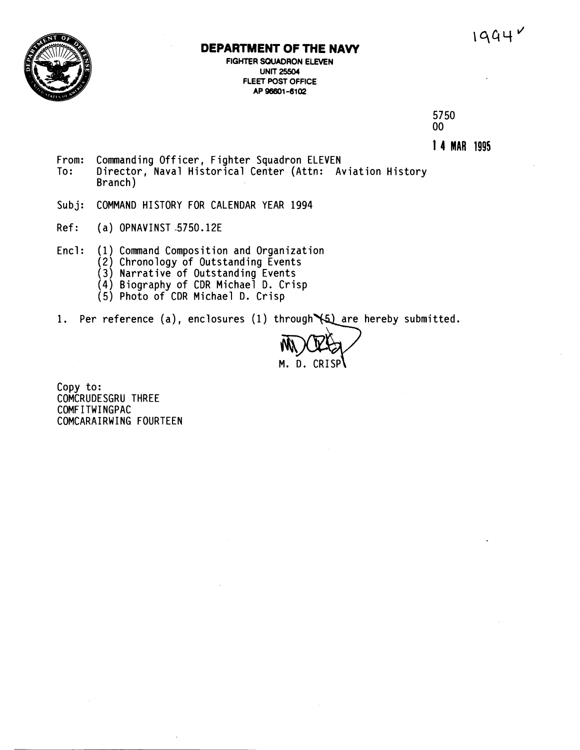1994✓

# DEPARTMENT OF THE NAVY

**FIGHTER SQUADRON ELEVEN**
**UNIT 25504**
**FLEET POST OFFICE**
**AP 96601-6102**

5750
00

**14 MAR 1995**

From: Commanding Officer, Fighter Squadron ELEVEN
To: Director, Naval Historical Center (Attn: Aviation History Branch)

Subj: COMMAND HISTORY FOR CALENDAR YEAR 1994

Ref: (a) OPNAVINST 5750.12E

Encl: (1) Command Composition and Organization
(2) Chronology of Outstanding Events
(3) Narrative of Outstanding Events
(4) Biography of CDR Michael D. Crisp
(5) Photo of CDR Michael D. Crisp

1. Per reference (a), enclosures (1) through (5) are hereby submitted.

M. D. CRISP

Copy to:
COMCRUDESGRU THREE
COMFITWINGPAC
COMCARAIRWING FOURTEEN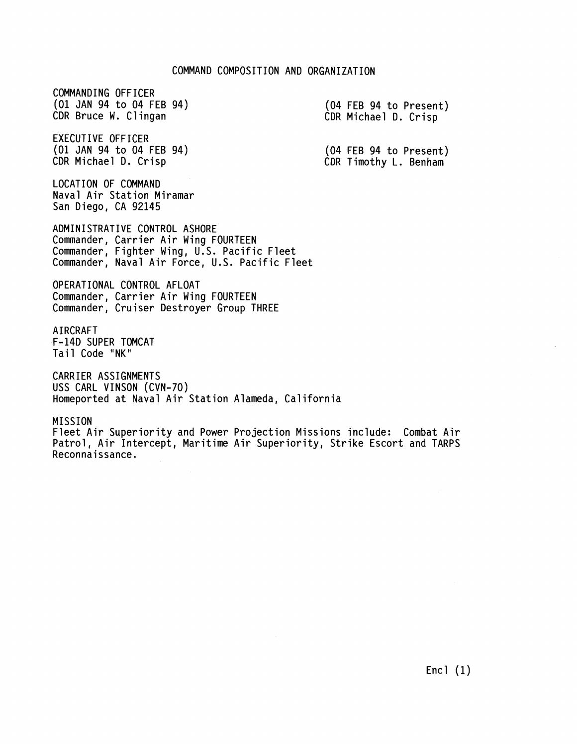# COMMAND COMPOSITION AND ORGANIZATION

COMMANDING OFFICER
(01 JAN 94 to 04 FEB 94)
CDR Bruce W. Clingan

(04 FEB 94 to Present)
CDR Michael D. Crisp

EXECUTIVE OFFICER
(01 JAN 94 to 04 FEB 94)
CDR Michael D. Crisp

(04 FEB 94 to Present)
CDR Timothy L. Benham

LOCATION OF COMMAND
Naval Air Station Miramar
San Diego, CA 92145

ADMINISTRATIVE CONTROL ASHORE
Commander, Carrier Air Wing FOURTEEN
Commander, Fighter Wing, U.S. Pacific Fleet
Commander, Naval Air Force, U.S. Pacific Fleet

OPERATIONAL CONTROL AFLOAT
Commander, Carrier Air Wing FOURTEEN
Commander, Cruiser Destroyer Group THREE

AIRCRAFT
F-14D SUPER TOMCAT
Tail Code "NK"

CARRIER ASSIGNMENTS
USS CARL VINSON (CVN-70)
Homeported at Naval Air Station Alameda, California

MISSION
Fleet Air Superiority and Power Projection Missions include: Combat Air Patrol, Air Intercept, Maritime Air Superiority, Strike Escort and TARPS Reconnaissance.

Encl (1)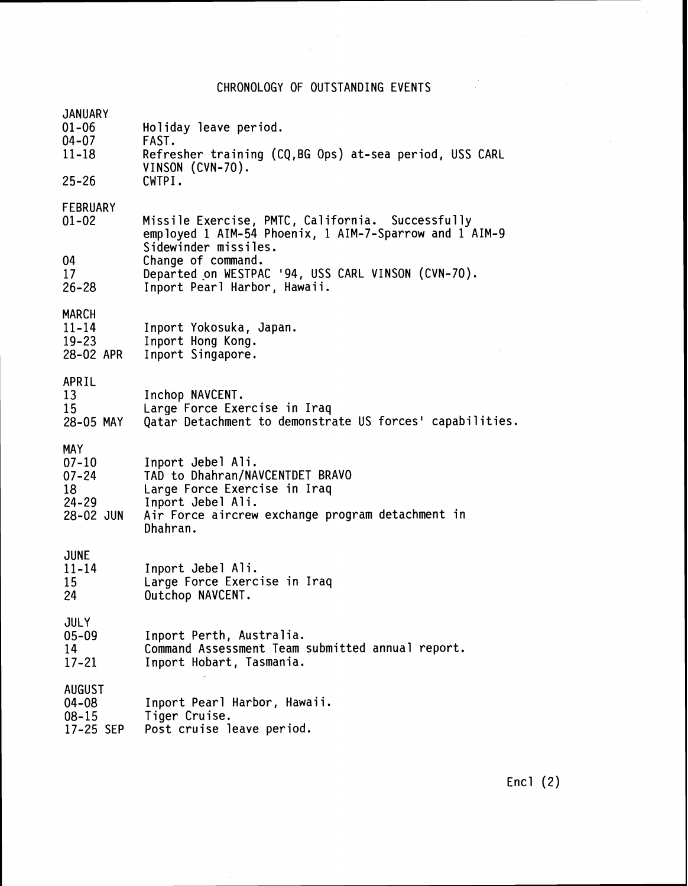# CHRONOLOGY OF OUTSTANDING EVENTS

**JANUARY**

| | |
|---|---|
| 01-06 | Holiday leave period. |
| 04-07 | FAST. |
| 11-18 | Refresher training (CQ,BG Ops) at-sea period, USS CARL VINSON (CVN-70). |
| 25-26 | CWTPI. |

**FEBRUARY**

| | |
|---|---|
| 01-02 | Missile Exercise, PMTC, California. Successfully employed 1 AIM-54 Phoenix, 1 AIM-7-Sparrow and 1 AIM-9 Sidewinder missiles. |
| 04 | Change of command. |
| 17 | Departed on WESTPAC '94, USS CARL VINSON (CVN-70). |
| 26-28 | Inport Pearl Harbor, Hawaii. |

**MARCH**

| | |
|---|---|
| 11-14 | Inport Yokosuka, Japan. |
| 19-23 | Inport Hong Kong. |
| 28-02 APR | Inport Singapore. |

**APRIL**

| | |
|---|---|
| 13 | Inchop NAVCENT. |
| 15 | Large Force Exercise in Iraq |
| 28-05 MAY | Qatar Detachment to demonstrate US forces' capabilities. |

**MAY**

| | |
|---|---|
| 07-10 | Inport Jebel Ali. |
| 07-24 | TAD to Dhahran/NAVCENTDET BRAVO |
| 18 | Large Force Exercise in Iraq |
| 24-29 | Inport Jebel Ali. |
| 28-02 JUN | Air Force aircrew exchange program detachment in Dhahran. |

**JUNE**

| | |
|---|---|
| 11-14 | Inport Jebel Ali. |
| 15 | Large Force Exercise in Iraq |
| 24 | Outchop NAVCENT. |

**JULY**

| | |
|---|---|
| 05-09 | Inport Perth, Australia. |
| 14 | Command Assessment Team submitted annual report. |
| 17-21 | Inport Hobart, Tasmania. |

**AUGUST**

| | |
|---|---|
| 04-08 | Inport Pearl Harbor, Hawaii. |
| 08-15 | Tiger Cruise. |
| 17-25 SEP | Post cruise leave period. |

Encl (2)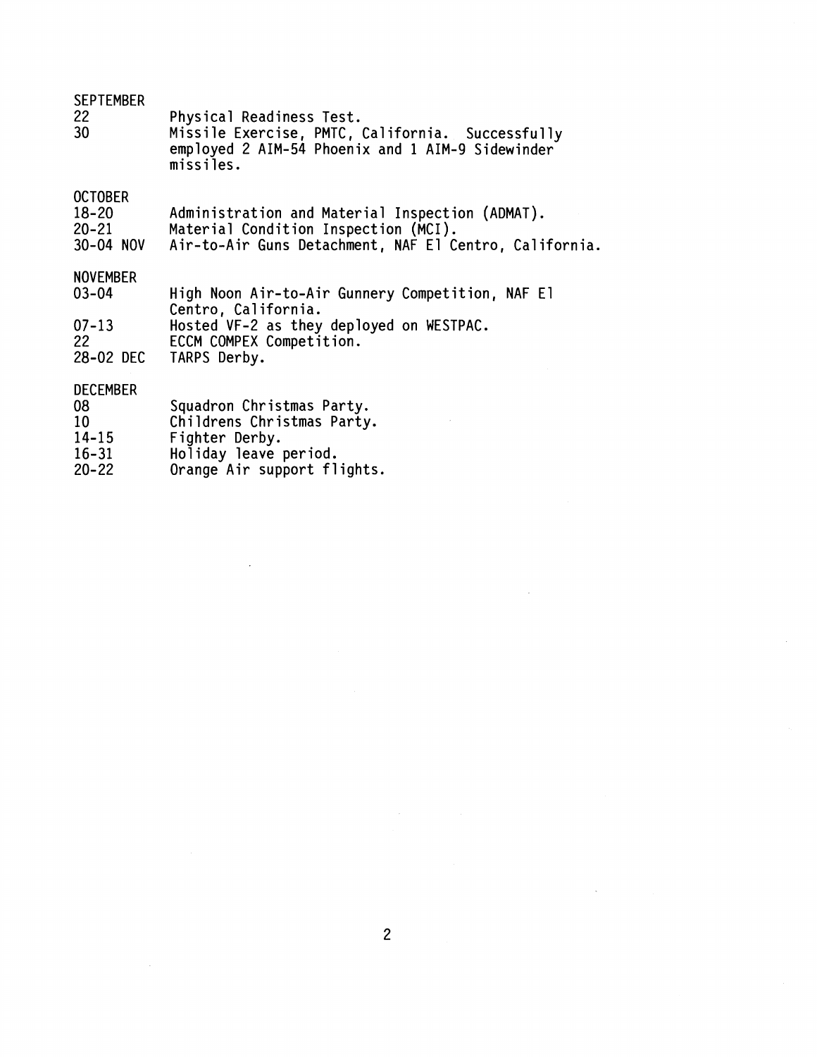SEPTEMBER

| | |
|---|---|
| 22 | Physical Readiness Test. |
| 30 | Missile Exercise, PMTC, California. Successfully employed 2 AIM-54 Phoenix and 1 AIM-9 Sidewinder missiles. |

OCTOBER

| | |
|---|---|
| 18-20 | Administration and Material Inspection (ADMAT). |
| 20-21 | Material Condition Inspection (MCI). |
| 30-04 NOV | Air-to-Air Guns Detachment, NAF El Centro, California. |

NOVEMBER

| | |
|---|---|
| 03-04 | High Noon Air-to-Air Gunnery Competition, NAF El Centro, California. |
| 07-13 | Hosted VF-2 as they deployed on WESTPAC. |
| 22 | ECCM COMPEX Competition. |
| 28-02 DEC | TARPS Derby. |

DECEMBER

| | |
|---|---|
| 08 | Squadron Christmas Party. |
| 10 | Childrens Christmas Party. |
| 14-15 | Fighter Derby. |
| 16-31 | Holiday leave period. |
| 20-22 | Orange Air support flights. |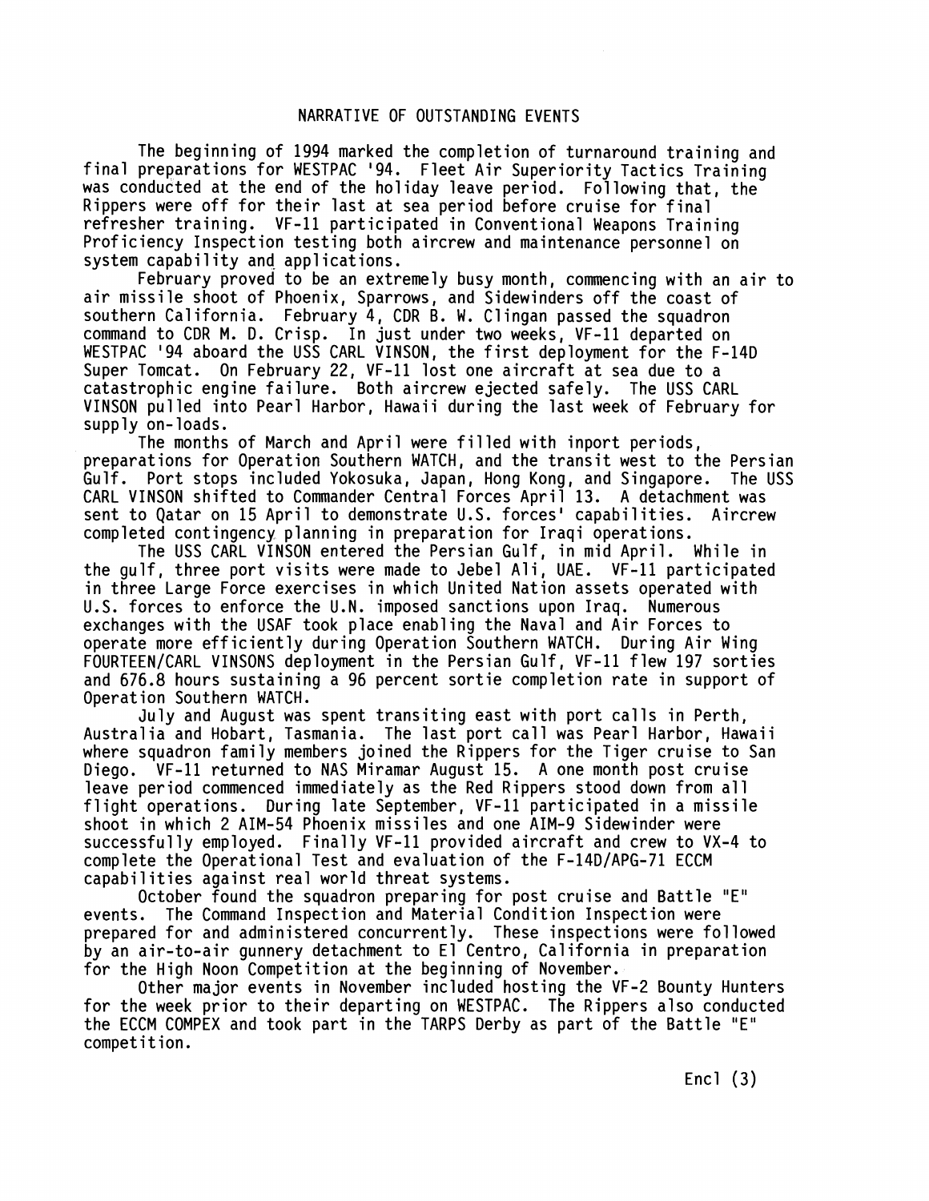# NARRATIVE OF OUTSTANDING EVENTS

The beginning of 1994 marked the completion of turnaround training and final preparations for WESTPAC '94. Fleet Air Superiority Tactics Training was conducted at the end of the holiday leave period. Following that, the Rippers were off for their last at sea period before cruise for final refresher training. VF-11 participated in Conventional Weapons Training Proficiency Inspection testing both aircrew and maintenance personnel on system capability and applications.

February proved to be an extremely busy month, commencing with an air to air missile shoot of Phoenix, Sparrows, and Sidewinders off the coast of southern California. February 4, CDR B. W. Clingan passed the squadron command to CDR M. D. Crisp. In just under two weeks, VF-11 departed on WESTPAC '94 aboard the USS CARL VINSON, the first deployment for the F-14D Super Tomcat. On February 22, VF-11 lost one aircraft at sea due to a catastrophic engine failure. Both aircrew ejected safely. The USS CARL VINSON pulled into Pearl Harbor, Hawaii during the last week of February for supply on-loads.

The months of March and April were filled with inport periods, preparations for Operation Southern WATCH, and the transit west to the Persian Gulf. Port stops included Yokosuka, Japan, Hong Kong, and Singapore. The USS CARL VINSON shifted to Commander Central Forces April 13. A detachment was sent to Qatar on 15 April to demonstrate U.S. forces' capabilities. Aircrew completed contingency planning in preparation for Iraqi operations.

The USS CARL VINSON entered the Persian Gulf, in mid April. While in the gulf, three port visits were made to Jebel Ali, UAE. VF-11 participated in three Large Force exercises in which United Nation assets operated with U.S. forces to enforce the U.N. imposed sanctions upon Iraq. Numerous exchanges with the USAF took place enabling the Naval and Air Forces to operate more efficiently during Operation Southern WATCH. During Air Wing FOURTEEN/CARL VINSONS deployment in the Persian Gulf, VF-11 flew 197 sorties and 676.8 hours sustaining a 96 percent sortie completion rate in support of Operation Southern WATCH.

July and August was spent transiting east with port calls in Perth, Australia and Hobart, Tasmania. The last port call was Pearl Harbor, Hawaii where squadron family members joined the Rippers for the Tiger cruise to San Diego. VF-11 returned to NAS Miramar August 15. A one month post cruise leave period commenced immediately as the Red Rippers stood down from all flight operations. During late September, VF-11 participated in a missile shoot in which 2 AIM-54 Phoenix missiles and one AIM-9 Sidewinder were successfully employed. Finally VF-11 provided aircraft and crew to VX-4 to complete the Operational Test and evaluation of the F-14D/APG-71 ECCM capabilities against real world threat systems.

October found the squadron preparing for post cruise and Battle "E" events. The Command Inspection and Material Condition Inspection were prepared for and administered concurrently. These inspections were followed by an air-to-air gunnery detachment to El Centro, California in preparation for the High Noon Competition at the beginning of November.

Other major events in November included hosting the VF-2 Bounty Hunters for the week prior to their departing on WESTPAC. The Rippers also conducted the ECCM COMPEX and took part in the TARPS Derby as part of the Battle "E" competition.

Encl (3)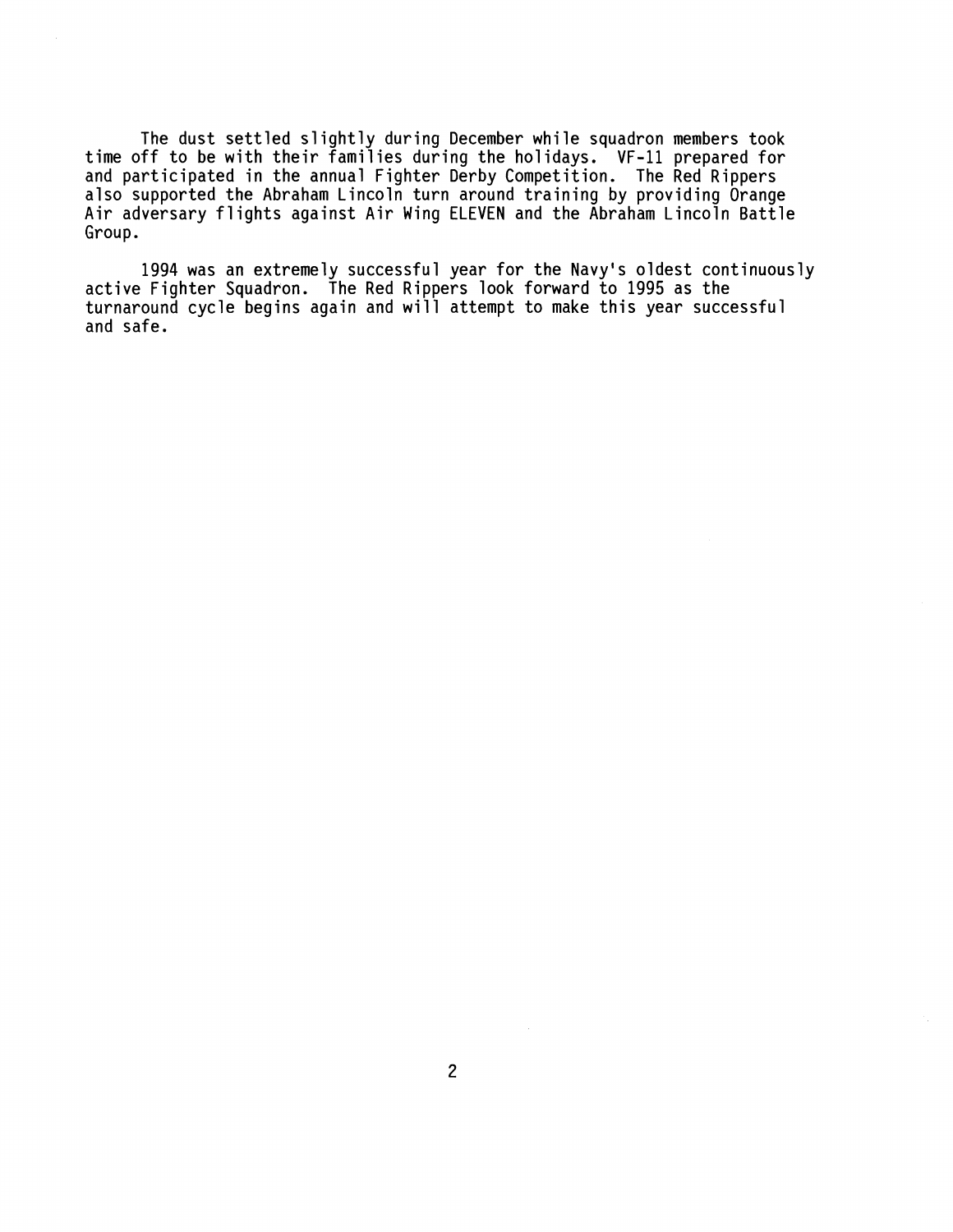The dust settled slightly during December while squadron members took time off to be with their families during the holidays. VF-11 prepared for and participated in the annual Fighter Derby Competition. The Red Rippers also supported the Abraham Lincoln turn around training by providing Orange Air adversary flights against Air Wing ELEVEN and the Abraham Lincoln Battle Group.

1994 was an extremely successful year for the Navy's oldest continuously active Fighter Squadron. The Red Rippers look forward to 1995 as the turnaround cycle begins again and will attempt to make this year successful and safe.